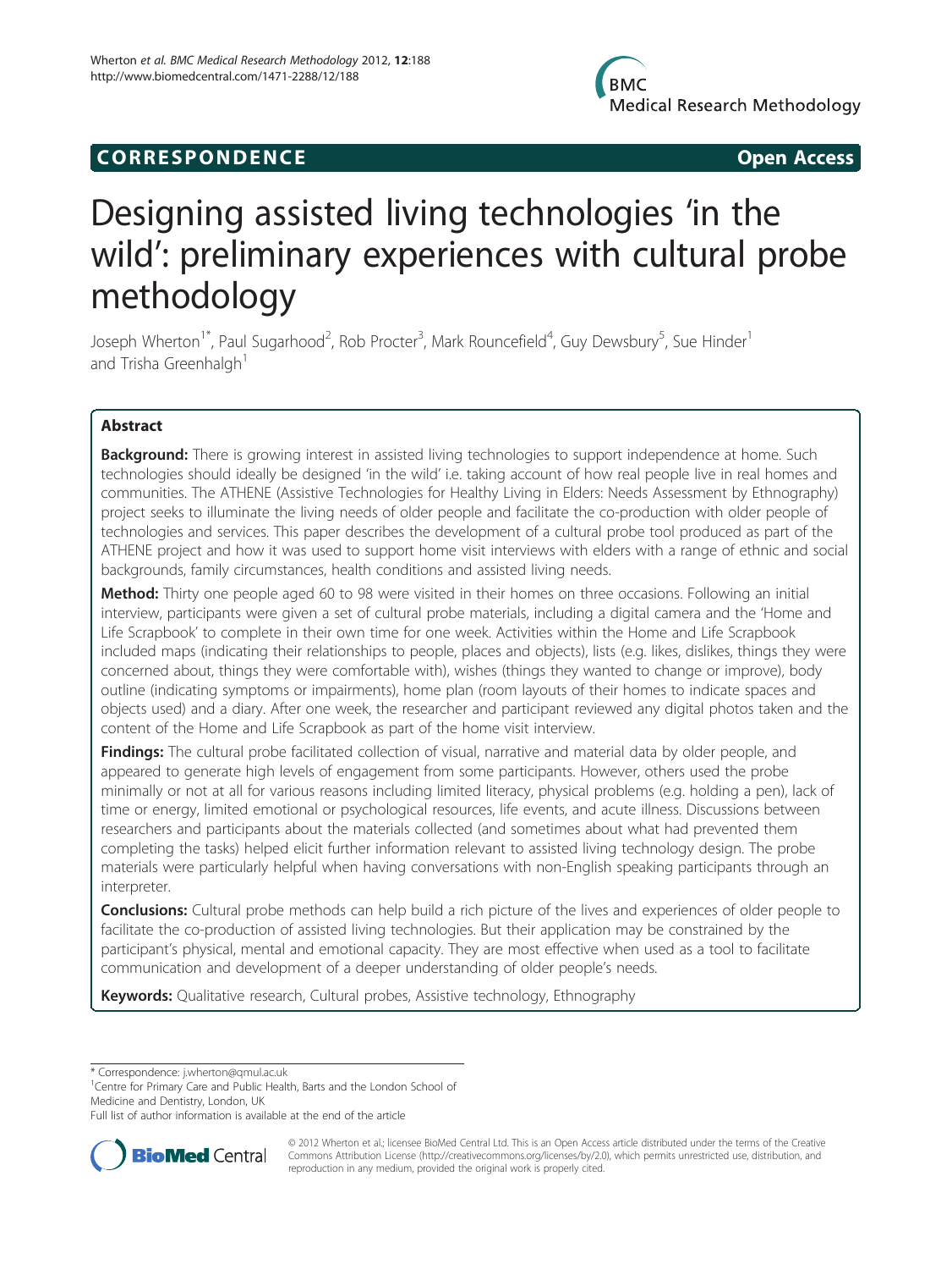CORRESPONDENCE Open Access

# Designing assisted living technologies 'in the wild': preliminary experiences with cultural probe methodology

Joseph Wherton[1*], Paul Sugarhood[2], Rob Procter[3], Mark Rouncefield[4], Guy Dewsbury[5], Sue Hinder[1] and Trisha Greenhalgh[1]

## Abstract

**Background:** There is growing interest in assisted living technologies to support independence at home. Such technologies should ideally be designed 'in the wild' i.e. taking account of how real people live in real homes and communities. The ATHENE (Assistive Technologies for Healthy Living in Elders: Needs Assessment by Ethnography) project seeks to illuminate the living needs of older people and facilitate the co-production with older people of technologies and services. This paper describes the development of a cultural probe tool produced as part of the ATHENE project and how it was used to support home visit interviews with elders with a range of ethnic and social backgrounds, family circumstances, health conditions and assisted living needs.

**Method:** Thirty one people aged 60 to 98 were visited in their homes on three occasions. Following an initial interview, participants were given a set of cultural probe materials, including a digital camera and the 'Home and Life Scrapbook' to complete in their own time for one week. Activities within the Home and Life Scrapbook included maps (indicating their relationships to people, places and objects), lists (e.g. likes, dislikes, things they were concerned about, things they were comfortable with), wishes (things they wanted to change or improve), body outline (indicating symptoms or impairments), home plan (room layouts of their homes to indicate spaces and objects used) and a diary. After one week, the researcher and participant reviewed any digital photos taken and the content of the Home and Life Scrapbook as part of the home visit interview.

**Findings:** The cultural probe facilitated collection of visual, narrative and material data by older people, and appeared to generate high levels of engagement from some participants. However, others used the probe minimally or not at all for various reasons including limited literacy, physical problems (e.g. holding a pen), lack of time or energy, limited emotional or psychological resources, life events, and acute illness. Discussions between researchers and participants about the materials collected (and sometimes about what had prevented them completing the tasks) helped elicit further information relevant to assisted living technology design. The probe materials were particularly helpful when having conversations with non-English speaking participants through an interpreter.

**Conclusions:** Cultural probe methods can help build a rich picture of the lives and experiences of older people to facilitate the co-production of assisted living technologies. But their application may be constrained by the participant's physical, mental and emotional capacity. They are most effective when used as a tool to facilitate communication and development of a deeper understanding of older people's needs.

**Keywords:** Qualitative research, Cultural probes, Assistive technology, Ethnography

---

* Correspondence: j.wherton@qmul.ac.uk
[1]Centre for Primary Care and Public Health, Barts and the London School of Medicine and Dentistry, London, UK
Full list of author information is available at the end of the article

© 2012 Wherton et al.; licensee BioMed Central Ltd. This is an Open Access article distributed under the terms of the Creative Commons Attribution License (http://creativecommons.org/licenses/by/2.0), which permits unrestricted use, distribution, and reproduction in any medium, provided the original work is properly cited.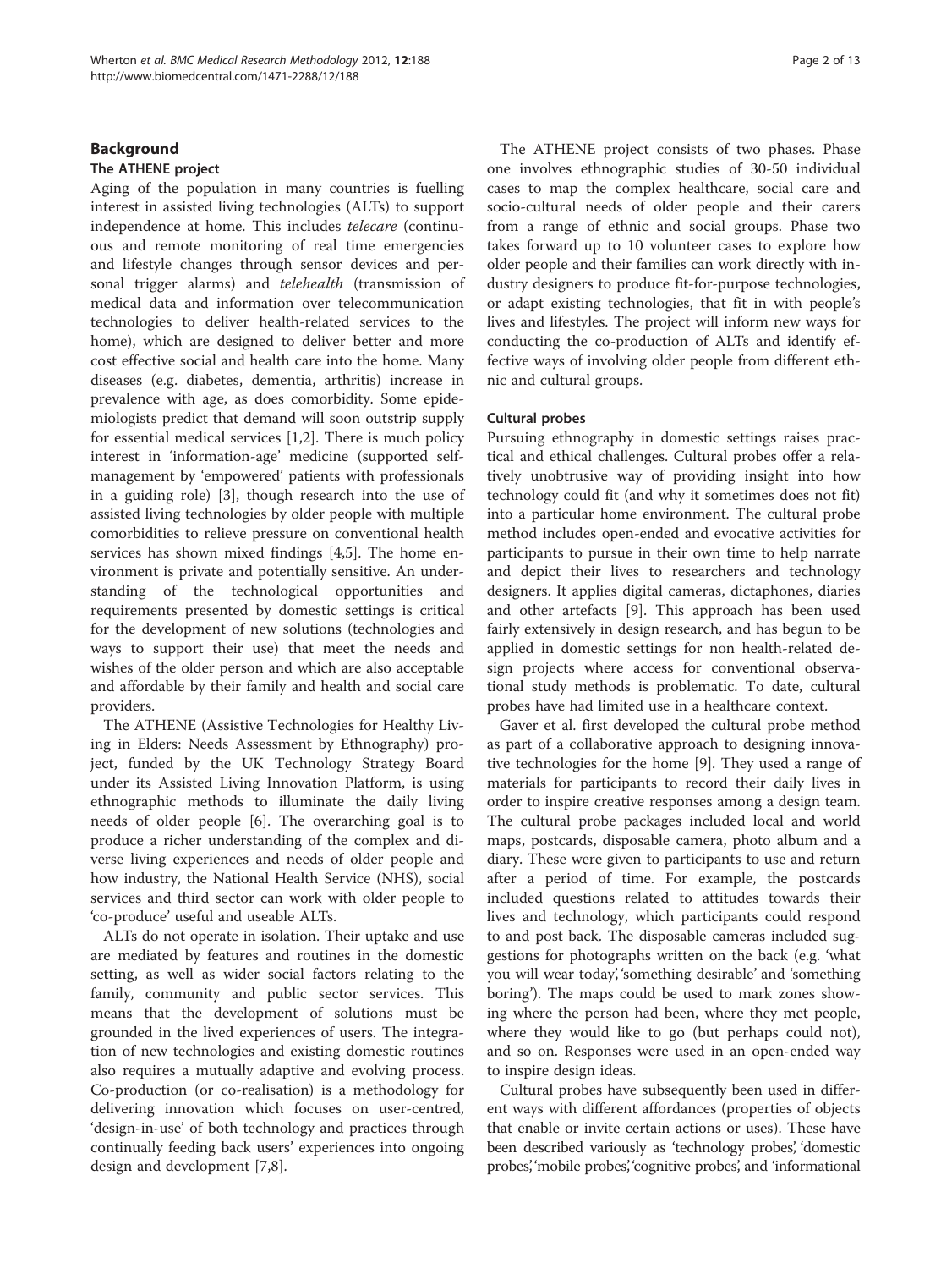## Background

### The ATHENE project

Aging of the population in many countries is fuelling interest in assisted living technologies (ALTs) to support independence at home. This includes *telecare* (continuous and remote monitoring of real time emergencies and lifestyle changes through sensor devices and personal trigger alarms) and *telehealth* (transmission of medical data and information over telecommunication technologies to deliver health-related services to the home), which are designed to deliver better and more cost effective social and health care into the home. Many diseases (e.g. diabetes, dementia, arthritis) increase in prevalence with age, as does comorbidity. Some epidemiologists predict that demand will soon outstrip supply for essential medical services [1,2]. There is much policy interest in 'information-age' medicine (supported self-management by 'empowered' patients with professionals in a guiding role) [3], though research into the use of assisted living technologies by older people with multiple comorbidities to relieve pressure on conventional health services has shown mixed findings [4,5]. The home environment is private and potentially sensitive. An understanding of the technological opportunities and requirements presented by domestic settings is critical for the development of new solutions (technologies and ways to support their use) that meet the needs and wishes of the older person and which are also acceptable and affordable by their family and health and social care providers.

The ATHENE (Assistive Technologies for Healthy Living in Elders: Needs Assessment by Ethnography) project, funded by the UK Technology Strategy Board under its Assisted Living Innovation Platform, is using ethnographic methods to illuminate the daily living needs of older people [6]. The overarching goal is to produce a richer understanding of the complex and diverse living experiences and needs of older people and how industry, the National Health Service (NHS), social services and third sector can work with older people to 'co-produce' useful and useable ALTs.

ALTs do not operate in isolation. Their uptake and use are mediated by features and routines in the domestic setting, as well as wider social factors relating to the family, community and public sector services. This means that the development of solutions must be grounded in the lived experiences of users. The integration of new technologies and existing domestic routines also requires a mutually adaptive and evolving process. Co-production (or co-realisation) is a methodology for delivering innovation which focuses on user-centred, 'design-in-use' of both technology and practices through continually feeding back users' experiences into ongoing design and development [7,8].

The ATHENE project consists of two phases. Phase one involves ethnographic studies of 30-50 individual cases to map the complex healthcare, social care and socio-cultural needs of older people and their carers from a range of ethnic and social groups. Phase two takes forward up to 10 volunteer cases to explore how older people and their families can work directly with industry designers to produce fit-for-purpose technologies, or adapt existing technologies, that fit in with people's lives and lifestyles. The project will inform new ways for conducting the co-production of ALTs and identify effective ways of involving older people from different ethnic and cultural groups.

### Cultural probes

Pursuing ethnography in domestic settings raises practical and ethical challenges. Cultural probes offer a relatively unobtrusive way of providing insight into how technology could fit (and why it sometimes does not fit) into a particular home environment. The cultural probe method includes open-ended and evocative activities for participants to pursue in their own time to help narrate and depict their lives to researchers and technology designers. It applies digital cameras, dictaphones, diaries and other artefacts [9]. This approach has been used fairly extensively in design research, and has begun to be applied in domestic settings for non health-related design projects where access for conventional observational study methods is problematic. To date, cultural probes have had limited use in a healthcare context.

Gaver et al. first developed the cultural probe method as part of a collaborative approach to designing innovative technologies for the home [9]. They used a range of materials for participants to record their daily lives in order to inspire creative responses among a design team. The cultural probe packages included local and world maps, postcards, disposable camera, photo album and a diary. These were given to participants to use and return after a period of time. For example, the postcards included questions related to attitudes towards their lives and technology, which participants could respond to and post back. The disposable cameras included suggestions for photographs written on the back (e.g. 'what you will wear today', 'something desirable' and 'something boring'). The maps could be used to mark zones showing where the person had been, where they met people, where they would like to go (but perhaps could not), and so on. Responses were used in an open-ended way to inspire design ideas.

Cultural probes have subsequently been used in different ways with different affordances (properties of objects that enable or invite certain actions or uses). These have been described variously as 'technology probes', 'domestic probes', 'mobile probes', 'cognitive probes', and 'informational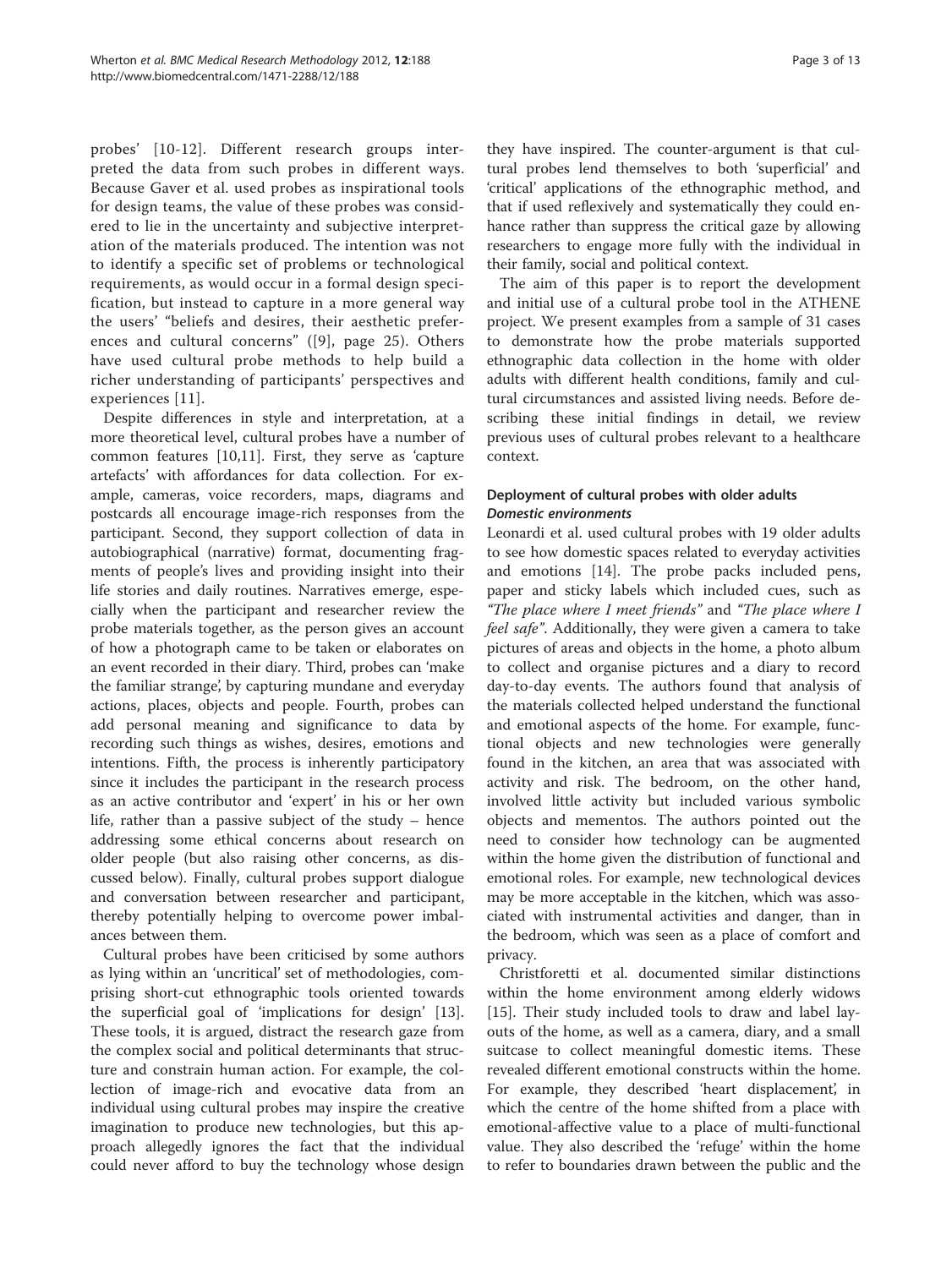probes' [10-12]. Different research groups interpreted the data from such probes in different ways. Because Gaver et al. used probes as inspirational tools for design teams, the value of these probes was considered to lie in the uncertainty and subjective interpretation of the materials produced. The intention was not to identify a specific set of problems or technological requirements, as would occur in a formal design specification, but instead to capture in a more general way the users' "beliefs and desires, their aesthetic preferences and cultural concerns" ([9], page 25). Others have used cultural probe methods to help build a richer understanding of participants' perspectives and experiences [11].

Despite differences in style and interpretation, at a more theoretical level, cultural probes have a number of common features [10,11]. First, they serve as 'capture artefacts' with affordances for data collection. For example, cameras, voice recorders, maps, diagrams and postcards all encourage image-rich responses from the participant. Second, they support collection of data in autobiographical (narrative) format, documenting fragments of people's lives and providing insight into their life stories and daily routines. Narratives emerge, especially when the participant and researcher review the probe materials together, as the person gives an account of how a photograph came to be taken or elaborates on an event recorded in their diary. Third, probes can 'make the familiar strange', by capturing mundane and everyday actions, places, objects and people. Fourth, probes can add personal meaning and significance to data by recording such things as wishes, desires, emotions and intentions. Fifth, the process is inherently participatory since it includes the participant in the research process as an active contributor and 'expert' in his or her own life, rather than a passive subject of the study – hence addressing some ethical concerns about research on older people (but also raising other concerns, as discussed below). Finally, cultural probes support dialogue and conversation between researcher and participant, thereby potentially helping to overcome power imbalances between them.

Cultural probes have been criticised by some authors as lying within an 'uncritical' set of methodologies, comprising short-cut ethnographic tools oriented towards the superficial goal of 'implications for design' [13]. These tools, it is argued, distract the research gaze from the complex social and political determinants that structure and constrain human action. For example, the collection of image-rich and evocative data from an individual using cultural probes may inspire the creative imagination to produce new technologies, but this approach allegedly ignores the fact that the individual could never afford to buy the technology whose design they have inspired. The counter-argument is that cultural probes lend themselves to both 'superficial' and 'critical' applications of the ethnographic method, and that if used reflexively and systematically they could enhance rather than suppress the critical gaze by allowing researchers to engage more fully with the individual in their family, social and political context.

The aim of this paper is to report the development and initial use of a cultural probe tool in the ATHENE project. We present examples from a sample of 31 cases to demonstrate how the probe materials supported ethnographic data collection in the home with older adults with different health conditions, family and cultural circumstances and assisted living needs. Before describing these initial findings in detail, we review previous uses of cultural probes relevant to a healthcare context.

## Deployment of cultural probes with older adults

### *Domestic environments*

Leonardi et al. used cultural probes with 19 older adults to see how domestic spaces related to everyday activities and emotions [14]. The probe packs included pens, paper and sticky labels which included cues, such as *"The place where I meet friends"* and *"The place where I feel safe"*. Additionally, they were given a camera to take pictures of areas and objects in the home, a photo album to collect and organise pictures and a diary to record day-to-day events. The authors found that analysis of the materials collected helped understand the functional and emotional aspects of the home. For example, functional objects and new technologies were generally found in the kitchen, an area that was associated with activity and risk. The bedroom, on the other hand, involved little activity but included various symbolic objects and mementos. The authors pointed out the need to consider how technology can be augmented within the home given the distribution of functional and emotional roles. For example, new technological devices may be more acceptable in the kitchen, which was associated with instrumental activities and danger, than in the bedroom, which was seen as a place of comfort and privacy.

Christforetti et al. documented similar distinctions within the home environment among elderly widows [15]. Their study included tools to draw and label layouts of the home, as well as a camera, diary, and a small suitcase to collect meaningful domestic items. These revealed different emotional constructs within the home. For example, they described 'heart displacement', in which the centre of the home shifted from a place with emotional-affective value to a place of multi-functional value. They also described the 'refuge' within the home to refer to boundaries drawn between the public and the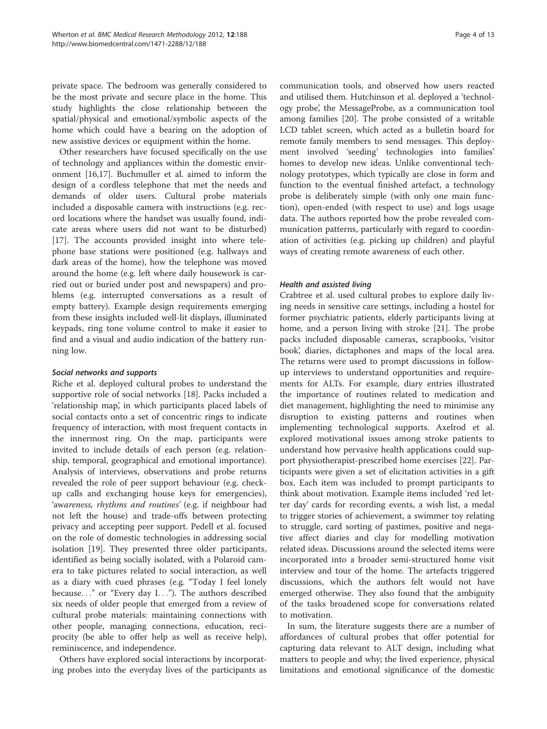private space. The bedroom was generally considered to be the most private and secure place in the home. This study highlights the close relationship between the spatial/physical and emotional/symbolic aspects of the home which could have a bearing on the adoption of new assistive devices or equipment within the home.

Other researchers have focused specifically on the use of technology and appliances within the domestic environment [16,17]. Buchmuller et al. aimed to inform the design of a cordless telephone that met the needs and demands of older users. Cultural probe materials included a disposable camera with instructions (e.g. record locations where the handset was usually found, indicate areas where users did not want to be disturbed) [17]. The accounts provided insight into where telephone base stations were positioned (e.g. hallways and dark areas of the home), how the telephone was moved around the home (e.g. left where daily housework is carried out or buried under post and newspapers) and problems (e.g. interrupted conversations as a result of empty battery). Example design requirements emerging from these insights included well-lit displays, illuminated keypads, ring tone volume control to make it easier to find and a visual and audio indication of the battery running low.

#### *Social networks and supports*

Riche et al. deployed cultural probes to understand the supportive role of social networks [18]. Packs included a 'relationship map', in which participants placed labels of social contacts onto a set of concentric rings to indicate frequency of interaction, with most frequent contacts in the innermost ring. On the map, participants were invited to include details of each person (e.g. relationship, temporal, geographical and emotional importance). Analysis of interviews, observations and probe returns revealed the role of peer support behaviour (e.g. check-up calls and exchanging house keys for emergencies), '*awareness, rhythms and routines*' (e.g. if neighbour had not left the house) and trade-offs between protecting privacy and accepting peer support. Pedell et al. focused on the role of domestic technologies in addressing social isolation [19]. They presented three older participants, identified as being socially isolated, with a Polaroid camera to take pictures related to social interaction, as well as a diary with cued phrases (e.g. "Today I feel lonely because…" or "Every day I…"). The authors described six needs of older people that emerged from a review of cultural probe materials: maintaining connections with other people, managing connections, education, reciprocity (be able to offer help as well as receive help), reminiscence, and independence.

Others have explored social interactions by incorporating probes into the everyday lives of the participants as communication tools, and observed how users reacted and utilised them. Hutchinson et al. deployed a 'technology probe', the MessageProbe, as a communication tool among families [20]. The probe consisted of a writable LCD tablet screen, which acted as a bulletin board for remote family members to send messages. This deployment involved 'seeding' technologies into families' homes to develop new ideas. Unlike conventional technology prototypes, which typically are close in form and function to the eventual finished artefact, a technology probe is deliberately simple (with only one main function), open-ended (with respect to use) and logs usage data. The authors reported how the probe revealed communication patterns, particularly with regard to coordination of activities (e.g. picking up children) and playful ways of creating remote awareness of each other.

#### *Health and assisted living*

Crabtree et al. used cultural probes to explore daily living needs in sensitive care settings, including a hostel for former psychiatric patients, elderly participants living at home, and a person living with stroke [21]. The probe packs included disposable cameras, scrapbooks, 'visitor book', diaries, dictaphones and maps of the local area. The returns were used to prompt discussions in follow-up interviews to understand opportunities and requirements for ALTs. For example, diary entries illustrated the importance of routines related to medication and diet management, highlighting the need to minimise any disruption to existing patterns and routines when implementing technological supports. Axelrod et al. explored motivational issues among stroke patients to understand how pervasive health applications could support physiotherapist-prescribed home exercises [22]. Participants were given a set of elicitation activities in a gift box. Each item was included to prompt participants to think about motivation. Example items included 'red letter day' cards for recording events, a wish list, a medal to trigger stories of achievement, a swimmer toy relating to struggle, card sorting of pastimes, positive and negative affect diaries and clay for modelling motivation related ideas. Discussions around the selected items were incorporated into a broader semi-structured home visit interview and tour of the home. The artefacts triggered discussions, which the authors felt would not have emerged otherwise. They also found that the ambiguity of the tasks broadened scope for conversations related to motivation.

In sum, the literature suggests there are a number of affordances of cultural probes that offer potential for capturing data relevant to ALT design, including what matters to people and why; the lived experience, physical limitations and emotional significance of the domestic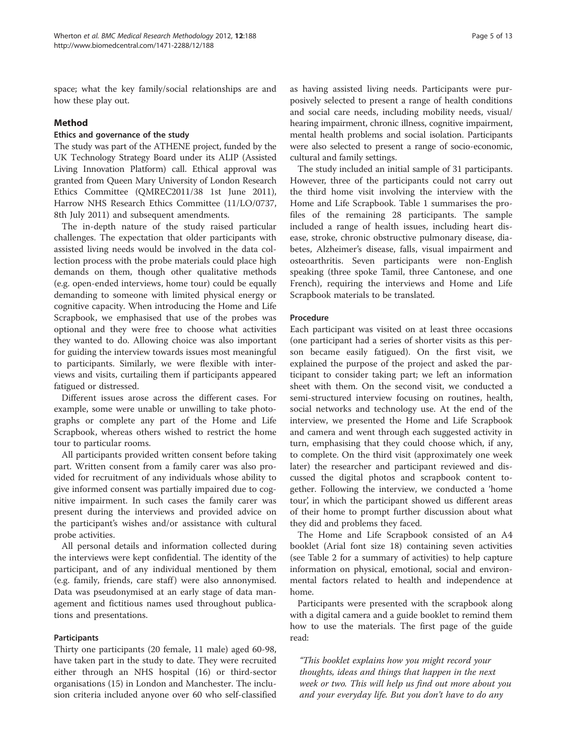space; what the key family/social relationships are and how these play out.

## Method

### Ethics and governance of the study

The study was part of the ATHENE project, funded by the UK Technology Strategy Board under its ALIP (Assisted Living Innovation Platform) call. Ethical approval was granted from Queen Mary University of London Research Ethics Committee (QMREC2011/38 1st June 2011), Harrow NHS Research Ethics Committee (11/LO/0737, 8th July 2011) and subsequent amendments.

The in-depth nature of the study raised particular challenges. The expectation that older participants with assisted living needs would be involved in the data collection process with the probe materials could place high demands on them, though other qualitative methods (e.g. open-ended interviews, home tour) could be equally demanding to someone with limited physical energy or cognitive capacity. When introducing the Home and Life Scrapbook, we emphasised that use of the probes was optional and they were free to choose what activities they wanted to do. Allowing choice was also important for guiding the interview towards issues most meaningful to participants. Similarly, we were flexible with interviews and visits, curtailing them if participants appeared fatigued or distressed.

Different issues arose across the different cases. For example, some were unable or unwilling to take photographs or complete any part of the Home and Life Scrapbook, whereas others wished to restrict the home tour to particular rooms.

All participants provided written consent before taking part. Written consent from a family carer was also provided for recruitment of any individuals whose ability to give informed consent was partially impaired due to cognitive impairment. In such cases the family carer was present during the interviews and provided advice on the participant's wishes and/or assistance with cultural probe activities.

All personal details and information collected during the interviews were kept confidential. The identity of the participant, and of any individual mentioned by them (e.g. family, friends, care staff) were also annonymised. Data was pseudonymised at an early stage of data management and fictitious names used throughout publications and presentations.

### Participants

Thirty one participants (20 female, 11 male) aged 60-98, have taken part in the study to date. They were recruited either through an NHS hospital (16) or third-sector organisations (15) in London and Manchester. The inclusion criteria included anyone over 60 who self-classified as having assisted living needs. Participants were purposively selected to present a range of health conditions and social care needs, including mobility needs, visual/hearing impairment, chronic illness, cognitive impairment, mental health problems and social isolation. Participants were also selected to present a range of socio-economic, cultural and family settings.

The study included an initial sample of 31 participants. However, three of the participants could not carry out the third home visit involving the interview with the Home and Life Scrapbook. Table 1 summarises the profiles of the remaining 28 participants. The sample included a range of health issues, including heart disease, stroke, chronic obstructive pulmonary disease, diabetes, Alzheimer's disease, falls, visual impairment and osteoarthritis. Seven participants were non-English speaking (three spoke Tamil, three Cantonese, and one French), requiring the interviews and Home and Life Scrapbook materials to be translated.

### Procedure

Each participant was visited on at least three occasions (one participant had a series of shorter visits as this person became easily fatigued). On the first visit, we explained the purpose of the project and asked the participant to consider taking part; we left an information sheet with them. On the second visit, we conducted a semi-structured interview focusing on routines, health, social networks and technology use. At the end of the interview, we presented the Home and Life Scrapbook and camera and went through each suggested activity in turn, emphasising that they could choose which, if any, to complete. On the third visit (approximately one week later) the researcher and participant reviewed and discussed the digital photos and scrapbook content together. Following the interview, we conducted a 'home tour', in which the participant showed us different areas of their home to prompt further discussion about what they did and problems they faced.

The Home and Life Scrapbook consisted of an A4 booklet (Arial font size 18) containing seven activities (see Table 2 for a summary of activities) to help capture information on physical, emotional, social and environmental factors related to health and independence at home.

Participants were presented with the scrapbook along with a digital camera and a guide booklet to remind them how to use the materials. The first page of the guide read:

> *"This booklet explains how you might record your thoughts, ideas and things that happen in the next week or two. This will help us find out more about you and your everyday life. But you don't have to do any*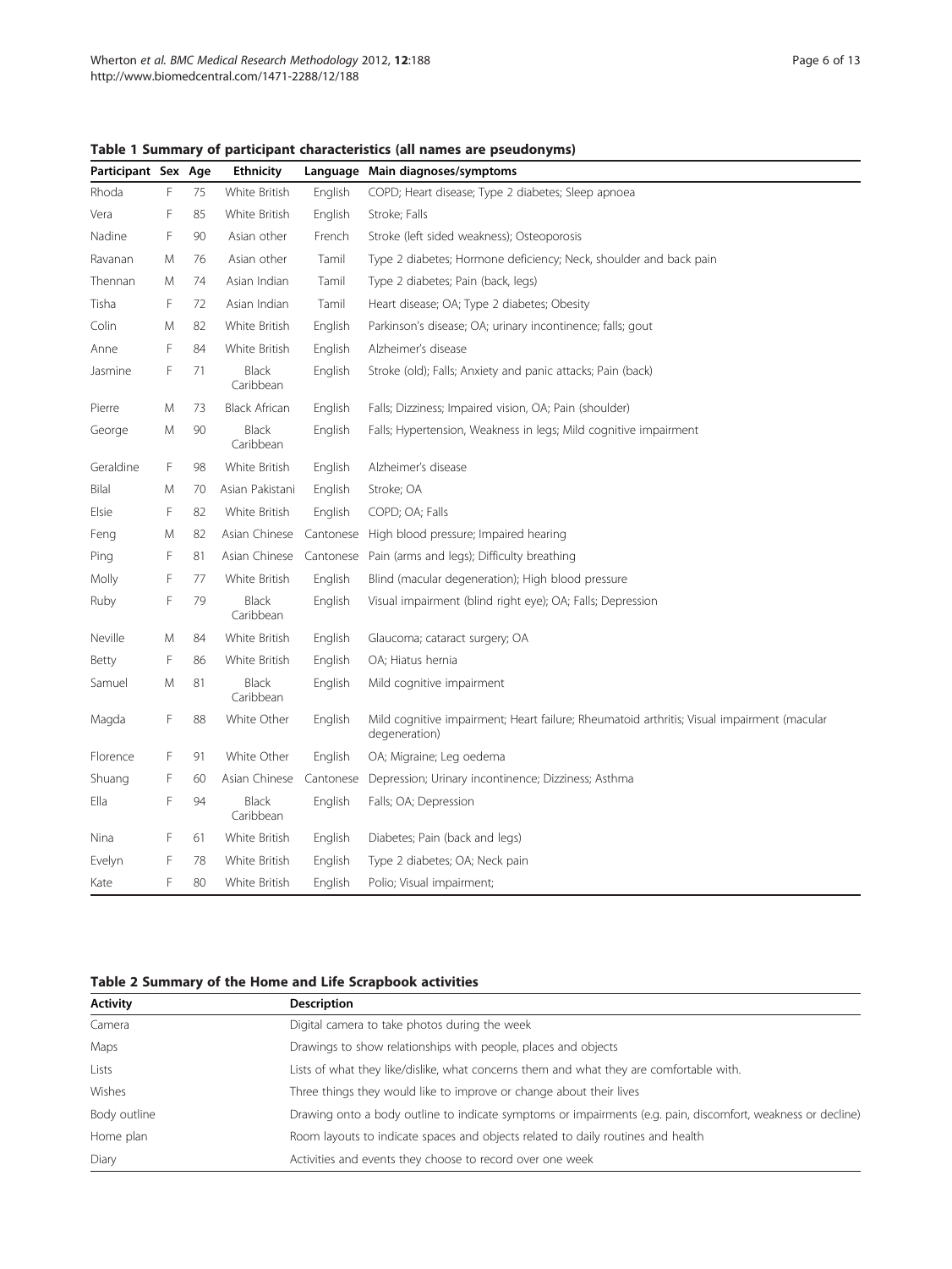**Table 1 Summary of participant characteristics (all names are pseudonyms)**

| Participant | Sex | Age | Ethnicity | Language | Main diagnoses/symptoms |
|---|---|---|---|---|---|
| Rhoda | F | 75 | White British | English | COPD; Heart disease; Type 2 diabetes; Sleep apnoea |
| Vera | F | 85 | White British | English | Stroke; Falls |
| Nadine | F | 90 | Asian other | French | Stroke (left sided weakness); Osteoporosis |
| Ravanan | M | 76 | Asian other | Tamil | Type 2 diabetes; Hormone deficiency; Neck, shoulder and back pain |
| Thennan | M | 74 | Asian Indian | Tamil | Type 2 diabetes; Pain (back, legs) |
| Tisha | F | 72 | Asian Indian | Tamil | Heart disease; OA; Type 2 diabetes; Obesity |
| Colin | M | 82 | White British | English | Parkinson's disease; OA; urinary incontinence; falls; gout |
| Anne | F | 84 | White British | English | Alzheimer's disease |
| Jasmine | F | 71 | Black Caribbean | English | Stroke (old); Falls; Anxiety and panic attacks; Pain (back) |
| Pierre | M | 73 | Black African | English | Falls; Dizziness; Impaired vision, OA; Pain (shoulder) |
| George | M | 90 | Black Caribbean | English | Falls; Hypertension, Weakness in legs; Mild cognitive impairment |
| Geraldine | F | 98 | White British | English | Alzheimer's disease |
| Bilal | M | 70 | Asian Pakistani | English | Stroke; OA |
| Elsie | F | 82 | White British | English | COPD; OA; Falls |
| Feng | M | 82 | Asian Chinese | Cantonese | High blood pressure; Impaired hearing |
| Ping | F | 81 | Asian Chinese | Cantonese | Pain (arms and legs); Difficulty breathing |
| Molly | F | 77 | White British | English | Blind (macular degeneration); High blood pressure |
| Ruby | F | 79 | Black Caribbean | English | Visual impairment (blind right eye); OA; Falls; Depression |
| Neville | M | 84 | White British | English | Glaucoma; cataract surgery; OA |
| Betty | F | 86 | White British | English | OA; Hiatus hernia |
| Samuel | M | 81 | Black Caribbean | English | Mild cognitive impairment |
| Magda | F | 88 | White Other | English | Mild cognitive impairment; Heart failure; Rheumatoid arthritis; Visual impairment (macular degeneration) |
| Florence | F | 91 | White Other | English | OA; Migraine; Leg oedema |
| Shuang | F | 60 | Asian Chinese | Cantonese | Depression; Urinary incontinence; Dizziness; Asthma |
| Ella | F | 94 | Black Caribbean | English | Falls; OA; Depression |
| Nina | F | 61 | White British | English | Diabetes; Pain (back and legs) |
| Evelyn | F | 78 | White British | English | Type 2 diabetes; OA; Neck pain |
| Kate | F | 80 | White British | English | Polio; Visual impairment; |

**Table 2 Summary of the Home and Life Scrapbook activities**

| Activity | Description |
|---|---|
| Camera | Digital camera to take photos during the week |
| Maps | Drawings to show relationships with people, places and objects |
| Lists | Lists of what they like/dislike, what concerns them and what they are comfortable with. |
| Wishes | Three things they would like to improve or change about their lives |
| Body outline | Drawing onto a body outline to indicate symptoms or impairments (e.g. pain, discomfort, weakness or decline) |
| Home plan | Room layouts to indicate spaces and objects related to daily routines and health |
| Diary | Activities and events they choose to record over one week |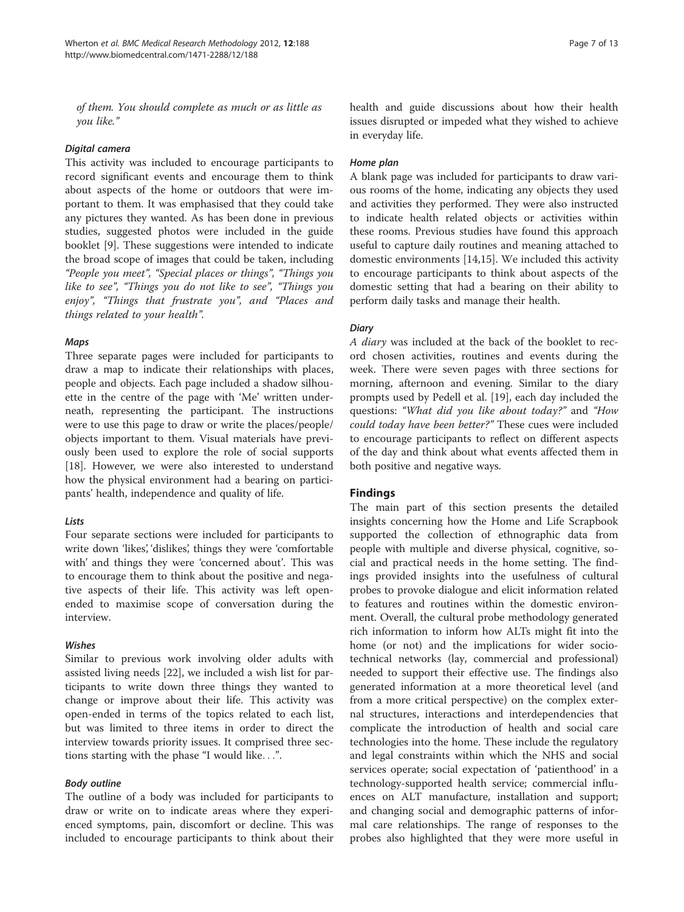*of them. You should complete as much or as little as you like."*

#### *Digital camera*

This activity was included to encourage participants to record significant events and encourage them to think about aspects of the home or outdoors that were important to them. It was emphasised that they could take any pictures they wanted. As has been done in previous studies, suggested photos were included in the guide booklet [9]. These suggestions were intended to indicate the broad scope of images that could be taken, including *"People you meet", "Special places or things", "Things you like to see", "Things you do not like to see", "Things you enjoy", "Things that frustrate you", and "Places and things related to your health".*

#### *Maps*

Three separate pages were included for participants to draw a map to indicate their relationships with places, people and objects. Each page included a shadow silhouette in the centre of the page with 'Me' written underneath, representing the participant. The instructions were to use this page to draw or write the places/people/objects important to them. Visual materials have previously been used to explore the role of social supports [18]. However, we were also interested to understand how the physical environment had a bearing on participants' health, independence and quality of life.

#### *Lists*

Four separate sections were included for participants to write down 'likes', 'dislikes', things they were 'comfortable with' and things they were 'concerned about'. This was to encourage them to think about the positive and negative aspects of their life. This activity was left open-ended to maximise scope of conversation during the interview.

#### *Wishes*

Similar to previous work involving older adults with assisted living needs [22], we included a wish list for participants to write down three things they wanted to change or improve about their life. This activity was open-ended in terms of the topics related to each list, but was limited to three items in order to direct the interview towards priority issues. It comprised three sections starting with the phase "I would like…".

#### *Body outline*

The outline of a body was included for participants to draw or write on to indicate areas where they experienced symptoms, pain, discomfort or decline. This was included to encourage participants to think about their health and guide discussions about how their health issues disrupted or impeded what they wished to achieve in everyday life.

#### *Home plan*

A blank page was included for participants to draw various rooms of the home, indicating any objects they used and activities they performed. They were also instructed to indicate health related objects or activities within these rooms. Previous studies have found this approach useful to capture daily routines and meaning attached to domestic environments [14,15]. We included this activity to encourage participants to think about aspects of the domestic setting that had a bearing on their ability to perform daily tasks and manage their health.

#### *Diary*

*A diary* was included at the back of the booklet to record chosen activities, routines and events during the week. There were seven pages with three sections for morning, afternoon and evening. Similar to the diary prompts used by Pedell et al. [19], each day included the questions: *"What did you like about today?"* and *"How could today have been better?"* These cues were included to encourage participants to reflect on different aspects of the day and think about what events affected them in both positive and negative ways.

## Findings

The main part of this section presents the detailed insights concerning how the Home and Life Scrapbook supported the collection of ethnographic data from people with multiple and diverse physical, cognitive, social and practical needs in the home setting. The findings provided insights into the usefulness of cultural probes to provoke dialogue and elicit information related to features and routines within the domestic environment. Overall, the cultural probe methodology generated rich information to inform how ALTs might fit into the home (or not) and the implications for wider socio-technical networks (lay, commercial and professional) needed to support their effective use. The findings also generated information at a more theoretical level (and from a more critical perspective) on the complex external structures, interactions and interdependencies that complicate the introduction of health and social care technologies into the home. These include the regulatory and legal constraints within which the NHS and social services operate; social expectation of 'patienthood' in a technology-supported health service; commercial influences on ALT manufacture, installation and support; and changing social and demographic patterns of informal care relationships. The range of responses to the probes also highlighted that they were more useful in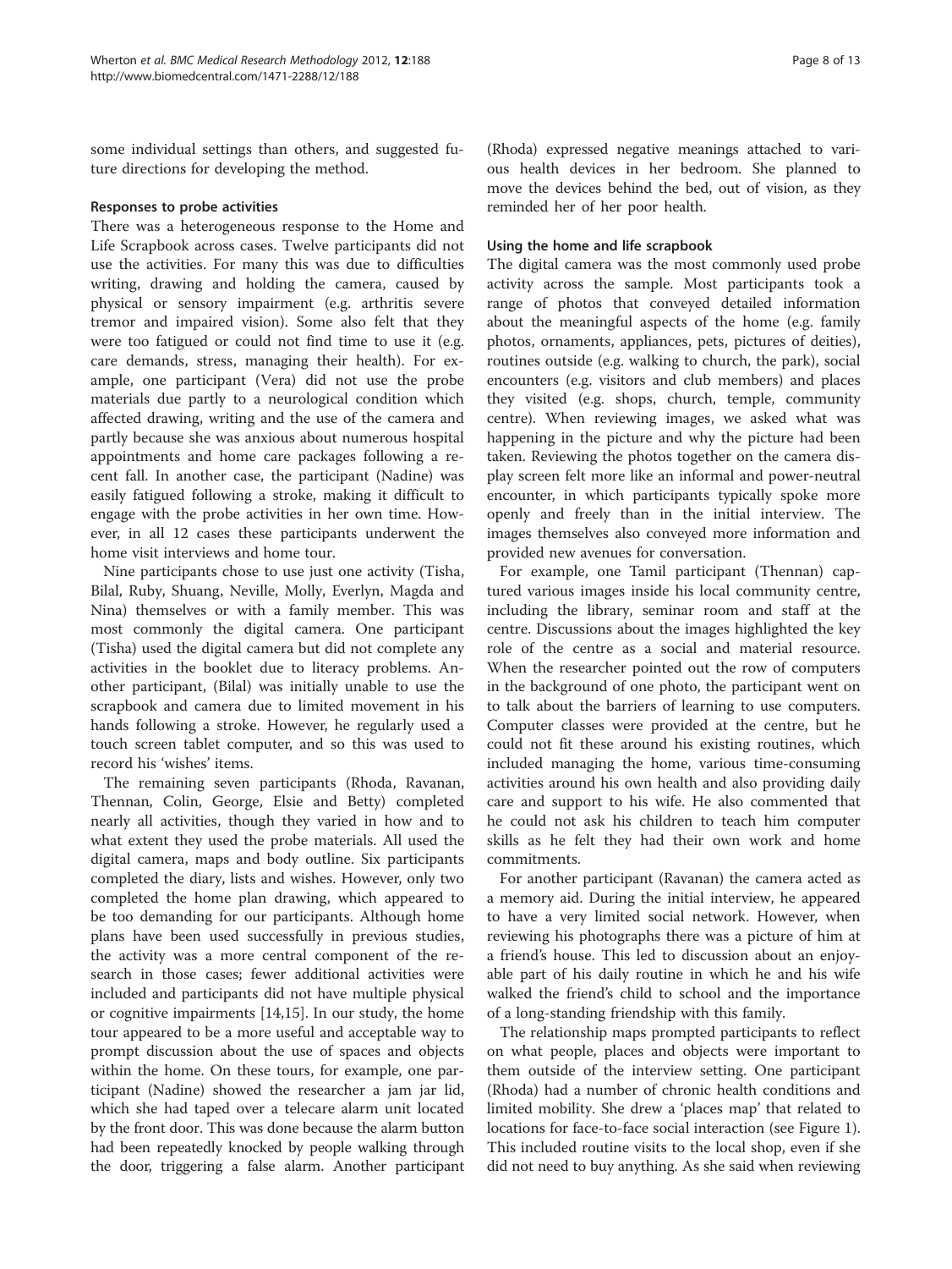some individual settings than others, and suggested future directions for developing the method.

### Responses to probe activities

There was a heterogeneous response to the Home and Life Scrapbook across cases. Twelve participants did not use the activities. For many this was due to difficulties writing, drawing and holding the camera, caused by physical or sensory impairment (e.g. arthritis severe tremor and impaired vision). Some also felt that they were too fatigued or could not find time to use it (e.g. care demands, stress, managing their health). For example, one participant (Vera) did not use the probe materials due partly to a neurological condition which affected drawing, writing and the use of the camera and partly because she was anxious about numerous hospital appointments and home care packages following a recent fall. In another case, the participant (Nadine) was easily fatigued following a stroke, making it difficult to engage with the probe activities in her own time. However, in all 12 cases these participants underwent the home visit interviews and home tour.

Nine participants chose to use just one activity (Tisha, Bilal, Ruby, Shuang, Neville, Molly, Everlyn, Magda and Nina) themselves or with a family member. This was most commonly the digital camera. One participant (Tisha) used the digital camera but did not complete any activities in the booklet due to literacy problems. Another participant, (Bilal) was initially unable to use the scrapbook and camera due to limited movement in his hands following a stroke. However, he regularly used a touch screen tablet computer, and so this was used to record his 'wishes' items.

The remaining seven participants (Rhoda, Ravanan, Thennan, Colin, George, Elsie and Betty) completed nearly all activities, though they varied in how and to what extent they used the probe materials. All used the digital camera, maps and body outline. Six participants completed the diary, lists and wishes. However, only two completed the home plan drawing, which appeared to be too demanding for our participants. Although home plans have been used successfully in previous studies, the activity was a more central component of the research in those cases; fewer additional activities were included and participants did not have multiple physical or cognitive impairments [14,15]. In our study, the home tour appeared to be a more useful and acceptable way to prompt discussion about the use of spaces and objects within the home. On these tours, for example, one participant (Nadine) showed the researcher a jam jar lid, which she had taped over a telecare alarm unit located by the front door. This was done because the alarm button had been repeatedly knocked by people walking through the door, triggering a false alarm. Another participant (Rhoda) expressed negative meanings attached to various health devices in her bedroom. She planned to move the devices behind the bed, out of vision, as they reminded her of her poor health.

### Using the home and life scrapbook

The digital camera was the most commonly used probe activity across the sample. Most participants took a range of photos that conveyed detailed information about the meaningful aspects of the home (e.g. family photos, ornaments, appliances, pets, pictures of deities), routines outside (e.g. walking to church, the park), social encounters (e.g. visitors and club members) and places they visited (e.g. shops, church, temple, community centre). When reviewing images, we asked what was happening in the picture and why the picture had been taken. Reviewing the photos together on the camera display screen felt more like an informal and power-neutral encounter, in which participants typically spoke more openly and freely than in the initial interview. The images themselves also conveyed more information and provided new avenues for conversation.

For example, one Tamil participant (Thennan) captured various images inside his local community centre, including the library, seminar room and staff at the centre. Discussions about the images highlighted the key role of the centre as a social and material resource. When the researcher pointed out the row of computers in the background of one photo, the participant went on to talk about the barriers of learning to use computers. Computer classes were provided at the centre, but he could not fit these around his existing routines, which included managing the home, various time-consuming activities around his own health and also providing daily care and support to his wife. He also commented that he could not ask his children to teach him computer skills as he felt they had their own work and home commitments.

For another participant (Ravanan) the camera acted as a memory aid. During the initial interview, he appeared to have a very limited social network. However, when reviewing his photographs there was a picture of him at a friend's house. This led to discussion about an enjoyable part of his daily routine in which he and his wife walked the friend's child to school and the importance of a long-standing friendship with this family.

The relationship maps prompted participants to reflect on what people, places and objects were important to them outside of the interview setting. One participant (Rhoda) had a number of chronic health conditions and limited mobility. She drew a 'places map' that related to locations for face-to-face social interaction (see Figure 1). This included routine visits to the local shop, even if she did not need to buy anything. As she said when reviewing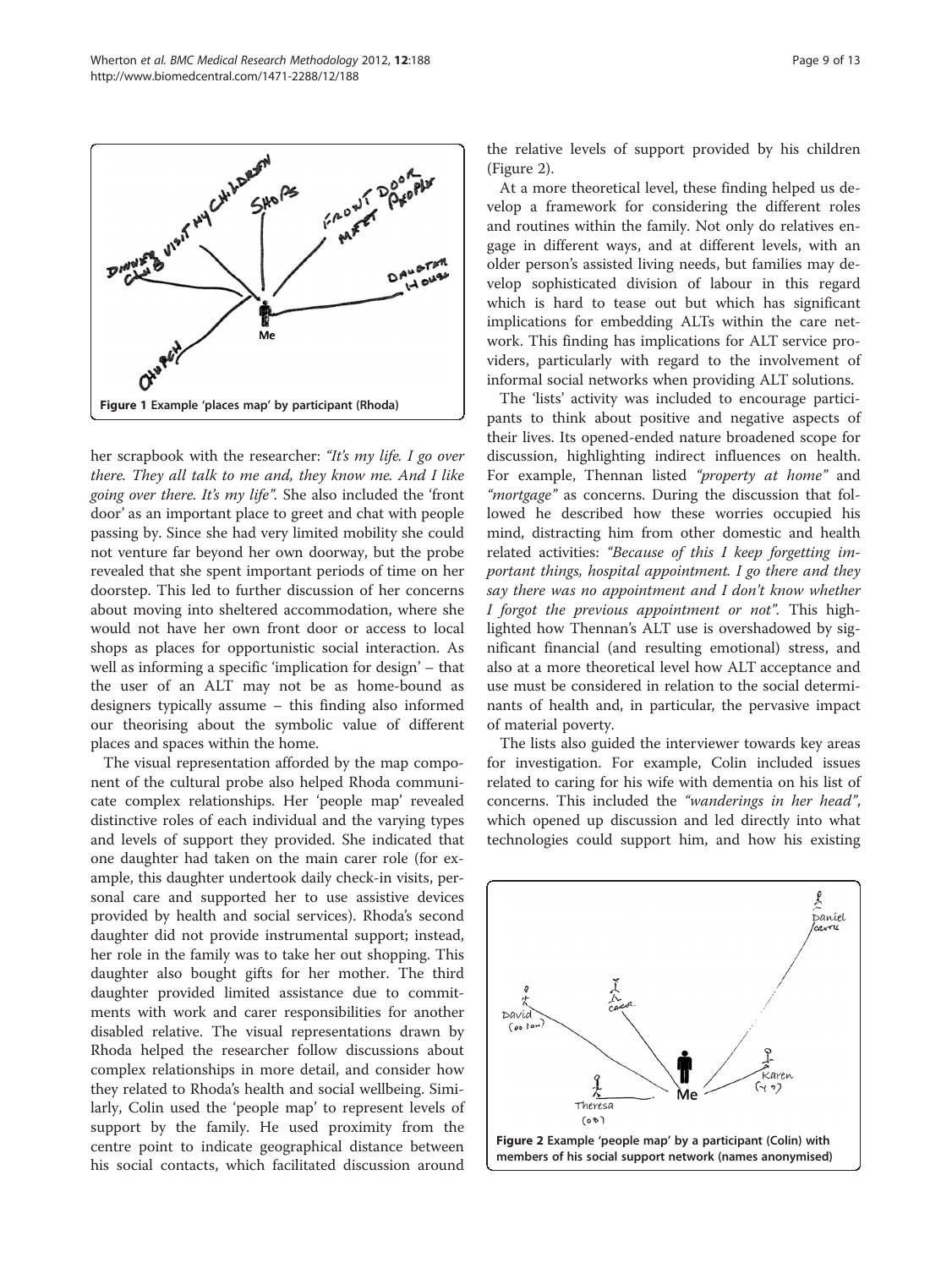Figure 1 Example 'places map' by participant (Rhoda)

her scrapbook with the researcher: *"It's my life. I go over there. They all talk to me and, they know me. And I like going over there. It's my life"*. She also included the 'front door' as an important place to greet and chat with people passing by. Since she had very limited mobility she could not venture far beyond her own doorway, but the probe revealed that she spent important periods of time on her doorstep. This led to further discussion of her concerns about moving into sheltered accommodation, where she would not have her own front door or access to local shops as places for opportunistic social interaction. As well as informing a specific 'implication for design' – that the user of an ALT may not be as home-bound as designers typically assume – this finding also informed our theorising about the symbolic value of different places and spaces within the home.

The visual representation afforded by the map component of the cultural probe also helped Rhoda communicate complex relationships. Her 'people map' revealed distinctive roles of each individual and the varying types and levels of support they provided. She indicated that one daughter had taken on the main carer role (for example, this daughter undertook daily check-in visits, personal care and supported her to use assistive devices provided by health and social services). Rhoda's second daughter did not provide instrumental support; instead, her role in the family was to take her out shopping. This daughter also bought gifts for her mother. The third daughter provided limited assistance due to commitments with work and carer responsibilities for another disabled relative. The visual representations drawn by Rhoda helped the researcher follow discussions about complex relationships in more detail, and consider how they related to Rhoda's health and social wellbeing. Similarly, Colin used the 'people map' to represent levels of support by the family. He used proximity from the centre point to indicate geographical distance between his social contacts, which facilitated discussion around the relative levels of support provided by his children (Figure 2).

At a more theoretical level, these finding helped us develop a framework for considering the different roles and routines within the family. Not only do relatives engage in different ways, and at different levels, with an older person's assisted living needs, but families may develop sophisticated division of labour in this regard which is hard to tease out but which has significant implications for embedding ALTs within the care network. This finding has implications for ALT service providers, particularly with regard to the involvement of informal social networks when providing ALT solutions.

The 'lists' activity was included to encourage participants to think about positive and negative aspects of their lives. Its opened-ended nature broadened scope for discussion, highlighting indirect influences on health. For example, Thennan listed *"property at home"* and *"mortgage"* as concerns. During the discussion that followed he described how these worries occupied his mind, distracting him from other domestic and health related activities: *"Because of this I keep forgetting important things, hospital appointment. I go there and they say there was no appointment and I don't know whether I forgot the previous appointment or not"*. This highlighted how Thennan's ALT use is overshadowed by significant financial (and resulting emotional) stress, and also at a more theoretical level how ALT acceptance and use must be considered in relation to the social determinants of health and, in particular, the pervasive impact of material poverty.

The lists also guided the interviewer towards key areas for investigation. For example, Colin included issues related to caring for his wife with dementia on his list of concerns. This included the *"wanderings in her head"*, which opened up discussion and led directly into what technologies could support him, and how his existing

Figure 2 Example 'people map' by a participant (Colin) with members of his social support network (names anonymised)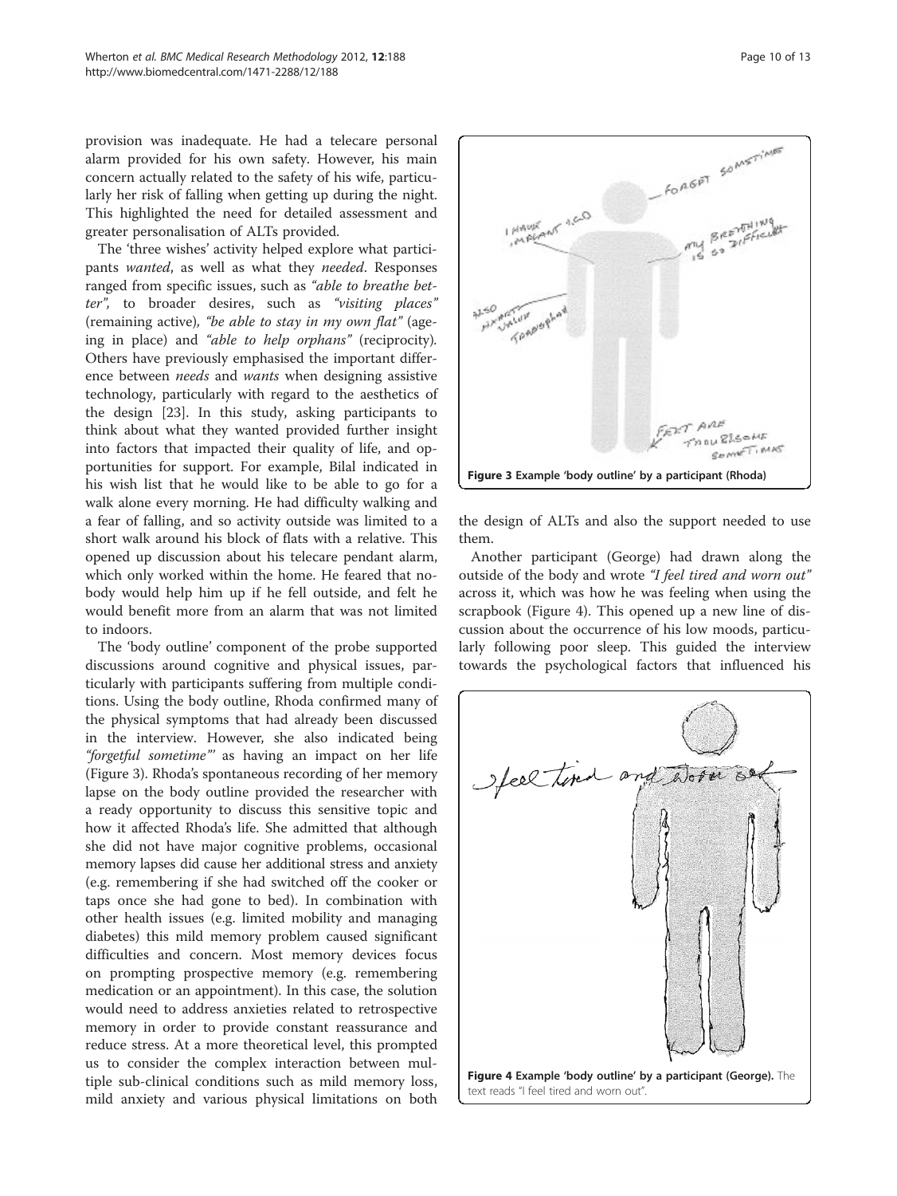provision was inadequate. He had a telecare personal alarm provided for his own safety. However, his main concern actually related to the safety of his wife, particularly her risk of falling when getting up during the night. This highlighted the need for detailed assessment and greater personalisation of ALTs provided.

The 'three wishes' activity helped explore what participants *wanted*, as well as what they *needed*. Responses ranged from specific issues, such as *"able to breathe better"*, to broader desires, such as *"visiting places"* (remaining active), *"be able to stay in my own flat"* (ageing in place) and *"able to help orphans"* (reciprocity). Others have previously emphasised the important difference between *needs* and *wants* when designing assistive technology, particularly with regard to the aesthetics of the design [23]. In this study, asking participants to think about what they wanted provided further insight into factors that impacted their quality of life, and opportunities for support. For example, Bilal indicated in his wish list that he would like to be able to go for a walk alone every morning. He had difficulty walking and a fear of falling, and so activity outside was limited to a short walk around his block of flats with a relative. This opened up discussion about his telecare pendant alarm, which only worked within the home. He feared that nobody would help him up if he fell outside, and felt he would benefit more from an alarm that was not limited to indoors.

The 'body outline' component of the probe supported discussions around cognitive and physical issues, particularly with participants suffering from multiple conditions. Using the body outline, Rhoda confirmed many of the physical symptoms that had already been discussed in the interview. However, she also indicated being *"forgetful sometime"'* as having an impact on her life (Figure 3). Rhoda's spontaneous recording of her memory lapse on the body outline provided the researcher with a ready opportunity to discuss this sensitive topic and how it affected Rhoda's life. She admitted that although she did not have major cognitive problems, occasional memory lapses did cause her additional stress and anxiety (e.g. remembering if she had switched off the cooker or taps once she had gone to bed). In combination with other health issues (e.g. limited mobility and managing diabetes) this mild memory problem caused significant difficulties and concern. Most memory devices focus on prompting prospective memory (e.g. remembering medication or an appointment). In this case, the solution would need to address anxieties related to retrospective memory in order to provide constant reassurance and reduce stress. At a more theoretical level, this prompted us to consider the complex interaction between multiple sub-clinical conditions such as mild memory loss, mild anxiety and various physical limitations on both the design of ALTs and also the support needed to use them.

FORGET SOMETIME
I HAVE IMPLANT ICD
MY BREATHING IS SO DIFFICULT
ALSO HAVE VALVE TRANSPLANT
FEET ARE TROUBLESOME SOMETIMES

**Figure 3** Example 'body outline' by a participant (Rhoda)

Another participant (George) had drawn along the outside of the body and wrote *"I feel tired and worn out"* across it, which was how he was feeling when using the scrapbook (Figure 4). This opened up a new line of discussion about the occurrence of his low moods, particularly following poor sleep. This guided the interview towards the psychological factors that influenced his

I feel tired and worn out

**Figure 4** Example 'body outline' by a participant (George). The text reads "I feel tired and worn out".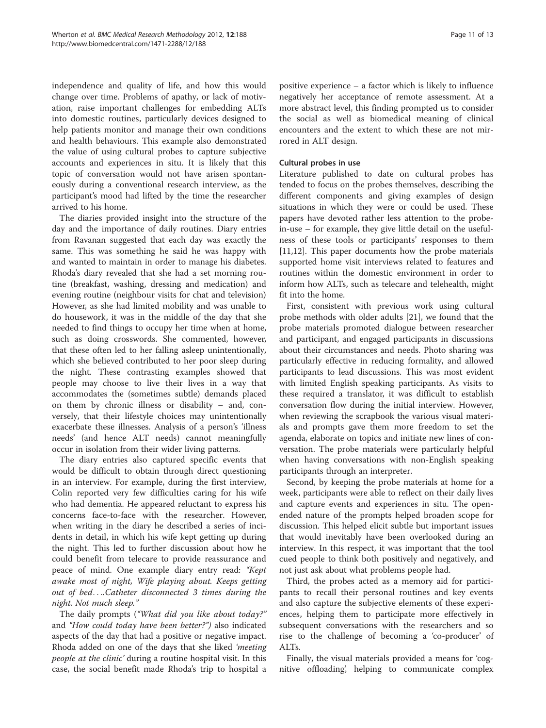independence and quality of life, and how this would change over time. Problems of apathy, or lack of motivation, raise important challenges for embedding ALTs into domestic routines, particularly devices designed to help patients monitor and manage their own conditions and health behaviours. This example also demonstrated the value of using cultural probes to capture subjective accounts and experiences in situ. It is likely that this topic of conversation would not have arisen spontaneously during a conventional research interview, as the participant's mood had lifted by the time the researcher arrived to his home.

The diaries provided insight into the structure of the day and the importance of daily routines. Diary entries from Ravanan suggested that each day was exactly the same. This was something he said he was happy with and wanted to maintain in order to manage his diabetes. Rhoda's diary revealed that she had a set morning routine (breakfast, washing, dressing and medication) and evening routine (neighbour visits for chat and television) However, as she had limited mobility and was unable to do housework, it was in the middle of the day that she needed to find things to occupy her time when at home, such as doing crosswords. She commented, however, that these often led to her falling asleep unintentionally, which she believed contributed to her poor sleep during the night. These contrasting examples showed that people may choose to live their lives in a way that accommodates the (sometimes subtle) demands placed on them by chronic illness or disability – and, conversely, that their lifestyle choices may unintentionally exacerbate these illnesses. Analysis of a person's 'illness needs' (and hence ALT needs) cannot meaningfully occur in isolation from their wider living patterns.

The diary entries also captured specific events that would be difficult to obtain through direct questioning in an interview. For example, during the first interview, Colin reported very few difficulties caring for his wife who had dementia. He appeared reluctant to express his concerns face-to-face with the researcher. However, when writing in the diary he described a series of incidents in detail, in which his wife kept getting up during the night. This led to further discussion about how he could benefit from telecare to provide reassurance and peace of mind. One example diary entry read: *"Kept awake most of night, Wife playing about. Keeps getting out of bed….Catheter disconnected 3 times during the night. Not much sleep."*

The daily prompts (*"What did you like about today?"* and *"How could today have been better?")* also indicated aspects of the day that had a positive or negative impact. Rhoda added on one of the days that she liked *'meeting people at the clinic'* during a routine hospital visit. In this case, the social benefit made Rhoda's trip to hospital a positive experience – a factor which is likely to influence negatively her acceptance of remote assessment. At a more abstract level, this finding prompted us to consider the social as well as biomedical meaning of clinical encounters and the extent to which these are not mirrored in ALT design.

### Cultural probes in use

Literature published to date on cultural probes has tended to focus on the probes themselves, describing the different components and giving examples of design situations in which they were or could be used. These papers have devoted rather less attention to the probe-in-use – for example, they give little detail on the usefulness of these tools or participants' responses to them [11,12]. This paper documents how the probe materials supported home visit interviews related to features and routines within the domestic environment in order to inform how ALTs, such as telecare and telehealth, might fit into the home.

First, consistent with previous work using cultural probe methods with older adults [21], we found that the probe materials promoted dialogue between researcher and participant, and engaged participants in discussions about their circumstances and needs. Photo sharing was particularly effective in reducing formality, and allowed participants to lead discussions. This was most evident with limited English speaking participants. As visits to these required a translator, it was difficult to establish conversation flow during the initial interview. However, when reviewing the scrapbook the various visual materials and prompts gave them more freedom to set the agenda, elaborate on topics and initiate new lines of conversation. The probe materials were particularly helpful when having conversations with non-English speaking participants through an interpreter.

Second, by keeping the probe materials at home for a week, participants were able to reflect on their daily lives and capture events and experiences in situ. The open-ended nature of the prompts helped broaden scope for discussion. This helped elicit subtle but important issues that would inevitably have been overlooked during an interview. In this respect, it was important that the tool cued people to think both positively and negatively, and not just ask about what problems people had.

Third, the probes acted as a memory aid for participants to recall their personal routines and key events and also capture the subjective elements of these experiences, helping them to participate more effectively in subsequent conversations with the researchers and so rise to the challenge of becoming a 'co-producer' of ALTs.

Finally, the visual materials provided a means for 'cognitive offloading', helping to communicate complex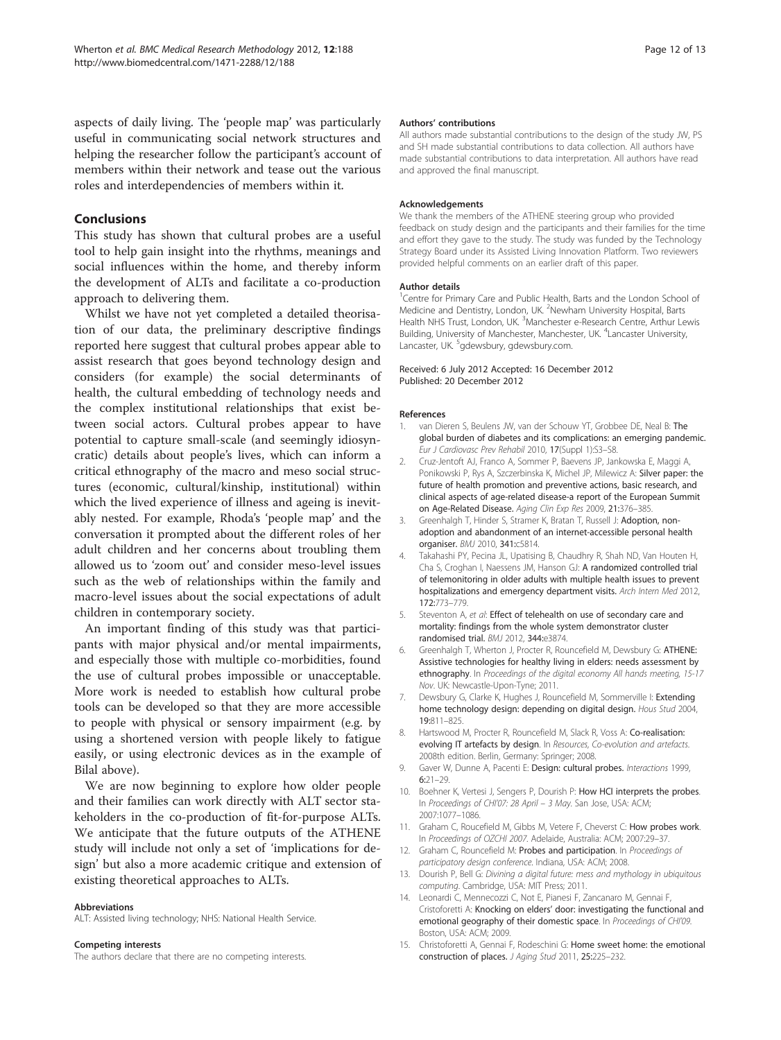aspects of daily living. The 'people map' was particularly useful in communicating social network structures and helping the researcher follow the participant's account of members within their network and tease out the various roles and interdependencies of members within it.

## Conclusions

This study has shown that cultural probes are a useful tool to help gain insight into the rhythms, meanings and social influences within the home, and thereby inform the development of ALTs and facilitate a co-production approach to delivering them.

Whilst we have not yet completed a detailed theorisation of our data, the preliminary descriptive findings reported here suggest that cultural probes appear able to assist research that goes beyond technology design and considers (for example) the social determinants of health, the cultural embedding of technology needs and the complex institutional relationships that exist between social actors. Cultural probes appear to have potential to capture small-scale (and seemingly idiosyncratic) details about people's lives, which can inform a critical ethnography of the macro and meso social structures (economic, cultural/kinship, institutional) within which the lived experience of illness and ageing is inevitably nested. For example, Rhoda's 'people map' and the conversation it prompted about the different roles of her adult children and her concerns about troubling them allowed us to 'zoom out' and consider meso-level issues such as the web of relationships within the family and macro-level issues about the social expectations of adult children in contemporary society.

An important finding of this study was that participants with major physical and/or mental impairments, and especially those with multiple co-morbidities, found the use of cultural probes impossible or unacceptable. More work is needed to establish how cultural probe tools can be developed so that they are more accessible to people with physical or sensory impairment (e.g. by using a shortened version with people likely to fatigue easily, or using electronic devices as in the example of Bilal above).

We are now beginning to explore how older people and their families can work directly with ALT sector stakeholders in the co-production of fit-for-purpose ALTs. We anticipate that the future outputs of the ATHENE study will include not only a set of 'implications for design' but also a more academic critique and extension of existing theoretical approaches to ALTs.

#### Abbreviations

ALT: Assisted living technology; NHS: National Health Service.

#### Competing interests

The authors declare that there are no competing interests.

#### Authors' contributions

All authors made substantial contributions to the design of the study JW, PS and SH made substantial contributions to data collection. All authors have made substantial contributions to data interpretation. All authors have read and approved the final manuscript.

#### Acknowledgements

We thank the members of the ATHENE steering group who provided feedback on study design and the participants and their families for the time and effort they gave to the study. The study was funded by the Technology Strategy Board under its Assisted Living Innovation Platform. Two reviewers provided helpful comments on an earlier draft of this paper.

#### Author details

[1]Centre for Primary Care and Public Health, Barts and the London School of Medicine and Dentistry, London, UK. [2]Newham University Hospital, Barts Health NHS Trust, London, UK. [3]Manchester e-Research Centre, Arthur Lewis Building, University of Manchester, Manchester, UK. [4]Lancaster University, Lancaster, UK. [5]gdewsbury, gdewsbury.com.

Received: 6 July 2012 Accepted: 16 December 2012
Published: 20 December 2012

#### References

1. van Dieren S, Beulens JW, van der Schouw YT, Grobbee DE, Neal B: **The global burden of diabetes and its complications: an emerging pandemic.** *Eur J Cardiovasc Prev Rehabil* 2010, **17**(Suppl 1):S3–S8.
2. Cruz-Jentoft AJ, Franco A, Sommer P, Baevens JP, Jankowska E, Maggi A, Ponikowski P, Rys A, Szczerbinska K, Michel JP, Milewicz A: **Silver paper: the future of health promotion and preventive actions, basic research, and clinical aspects of age-related disease-a report of the European Summit on Age-Related Disease.** *Aging Clin Exp Res* 2009, **21**:376–385.
3. Greenhalgh T, Hinder S, Stramer K, Bratan T, Russell J: **Adoption, non-adoption and abandonment of an internet-accessible personal health organiser.** *BMJ* 2010, **341**:c5814.
4. Takahashi PY, Pecina JL, Upatising B, Chaudhry R, Shah ND, Van Houten H, Cha S, Croghan I, Naessens JM, Hanson GJ: **A randomized controlled trial of telemonitoring in older adults with multiple health issues to prevent hospitalizations and emergency department visits.** *Arch Intern Med* 2012, **172**:773–779.
5. Steventon A, *et al*: **Effect of telehealth on use of secondary care and mortality: findings from the whole system demonstrator cluster randomised trial.** *BMJ* 2012, **344**:e3874.
6. Greenhalgh T, Wherton J, Procter R, Rouncefield M, Dewsbury G: **ATHENE: Assistive technologies for healthy living in elders: needs assessment by ethnography.** In *Proceedings of the digital economy All hands meeting, 15-17 Nov*. UK: Newcastle-Upon-Tyne; 2011.
7. Dewsbury G, Clarke K, Hughes J, Rouncefield M, Sommerville I: **Extending home technology design: depending on digital design.** *Hous Stud* 2004, **19**:811–825.
8. Hartswood M, Procter R, Rouncefield M, Slack R, Voss A: **Co-realisation: evolving IT artefacts by design.** In *Resources, Co-evolution and artefacts*. 2008th edition. Berlin, Germany: Springer; 2008.
9. Gaver W, Dunne A, Pacenti E: **Design: cultural probes.** *Interactions* 1999, **6**:21–29.
10. Boehner K, Vertesi J, Sengers P, Dourish P: **How HCI interprets the probes.** In *Proceedings of CHI'07: 28 April – 3 May*. San Jose, USA: ACM; 2007:1077–1086.
11. Graham C, Roucefield M, Gibbs M, Vetere F, Cheverst C: **How probes work.** In *Proceedings of OZCHI 2007*. Adelaide, Australia: ACM; 2007:29–37.
12. Graham C, Rouncefield M: **Probes and participation.** In *Proceedings of participatory design conference*. Indiana, USA: ACM; 2008.
13. Dourish P, Bell G: *Divining a digital future: mess and mythology in ubiquitous computing*. Cambridge, USA: MIT Press; 2011.
14. Leonardi C, Mennecozzi C, Not E, Pianesi F, Zancanaro M, Gennai F, Cristoforetti A: **Knocking on elders' door: investigating the functional and emotional geography of their domestic space.** In *Proceedings of CHI'09*. Boston, USA: ACM; 2009.
15. Christoforetti A, Gennai F, Rodeschini G: **Home sweet home: the emotional construction of places.** *J Aging Stud* 2011, **25**:225–232.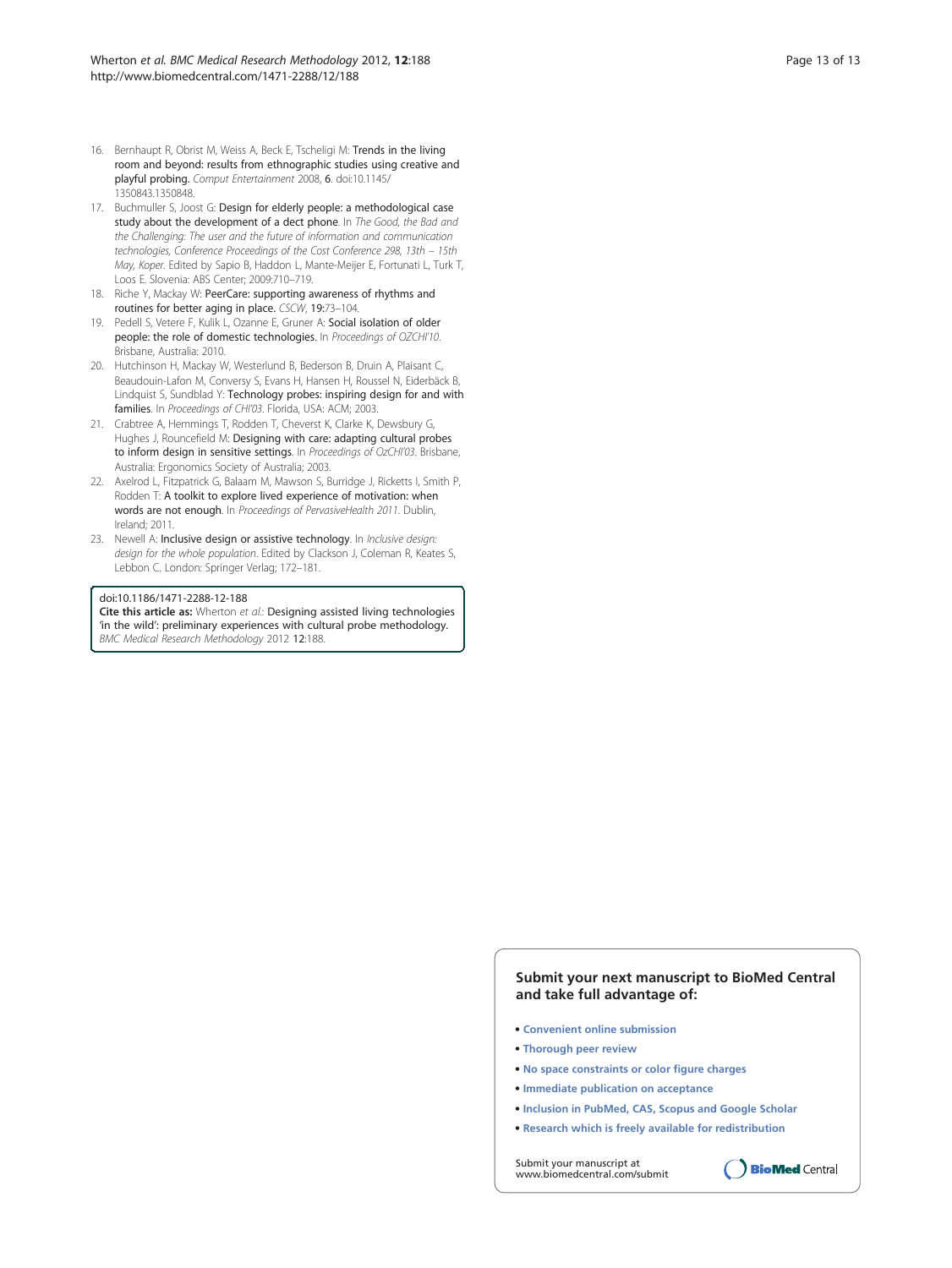16. Bernhaupt R, Obrist M, Weiss A, Beck E, Tscheligi M: **Trends in the living room and beyond: results from ethnographic studies using creative and playful probing.** *Comput Entertainment* 2008, **6**. doi:10.1145/1350843.1350848.
17. Buchmuller S, Joost G: **Design for elderly people: a methodological case study about the development of a dect phone**. In *The Good, the Bad and the Challenging: The user and the future of information and communication technologies, Conference Proceedings of the Cost Conference 298, 13th – 15th May, Koper*. Edited by Sapio B, Haddon L, Mante-Meijer E, Fortunati L, Turk T, Loos E. Slovenia: ABS Center; 2009:710–719.
18. Riche Y, Mackay W: **PeerCare: supporting awareness of rhythms and routines for better aging in place.** *CSCW*, **19**:73–104.
19. Pedell S, Vetere F, Kulik L, Ozanne E, Gruner A: **Social isolation of older people: the role of domestic technologies**. In *Proceedings of OZCHI'10*. Brisbane, Australia: 2010.
20. Hutchinson H, Mackay W, Westerlund B, Bederson B, Druin A, Plaisant C, Beaudouin-Lafon M, Conversy S, Evans H, Hansen H, Roussel N, Eiderbäck B, Lindquist S, Sundblad Y: **Technology probes: inspiring design for and with families**. In *Proceedings of CHI'03*. Florida, USA: ACM; 2003.
21. Crabtree A, Hemmings T, Rodden T, Cheverst K, Clarke K, Dewsbury G, Hughes J, Rouncefield M: **Designing with care: adapting cultural probes to inform design in sensitive settings**. In *Proceedings of OzCHI'03*. Brisbane, Australia: Ergonomics Society of Australia; 2003.
22. Axelrod L, Fitzpatrick G, Balaam M, Mawson S, Burridge J, Ricketts I, Smith P, Rodden T: **A toolkit to explore lived experience of motivation: when words are not enough**. In *Proceedings of PervasiveHealth 2011*. Dublin, Ireland; 2011.
23. Newell A: **Inclusive design or assistive technology**. In *Inclusive design: design for the whole population*. Edited by Clackson J, Coleman R, Keates S, Lebbon C. London: Springer Verlag; 172–181.

doi:10.1186/1471-2288-12-188
**Cite this article as:** Wherton *et al.*: Designing assisted living technologies 'in the wild': preliminary experiences with cultural probe methodology. *BMC Medical Research Methodology* 2012 **12**:188.

**Submit your next manuscript to BioMed Central and take full advantage of:**

- **Convenient online submission**
- **Thorough peer review**
- **No space constraints or color figure charges**
- **Immediate publication on acceptance**
- **Inclusion in PubMed, CAS, Scopus and Google Scholar**
- **Research which is freely available for redistribution**

Submit your manuscript at
www.biomedcentral.com/submit

BioMed Central